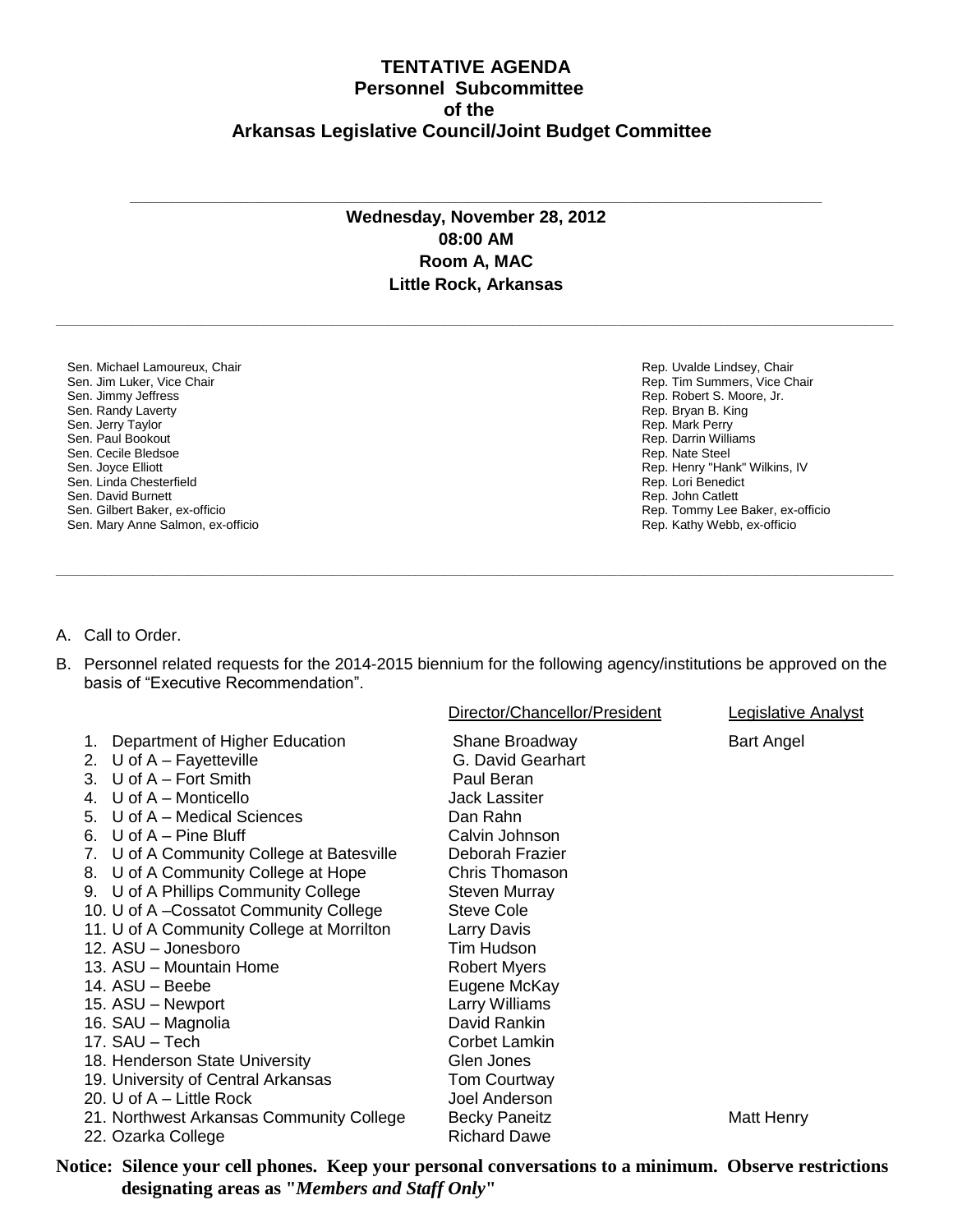# TENTATIVE AGENDA
## Personnel Subcommittee
## of the
## Arkansas Legislative Council/Joint Budget Committee

---

**Wednesday, November 28, 2012**
**08:00 AM**
**Room A, MAC**
**Little Rock, Arkansas**

---

| Senate | House |
|---|---|
| Sen. Michael Lamoureux, Chair | Rep. Uvalde Lindsey, Chair |
| Sen. Jim Luker, Vice Chair | Rep. Tim Summers, Vice Chair |
| Sen. Jimmy Jeffress | Rep. Robert S. Moore, Jr. |
| Sen. Randy Laverty | Rep. Bryan B. King |
| Sen. Jerry Taylor | Rep. Mark Perry |
| Sen. Paul Bookout | Rep. Darrin Williams |
| Sen. Cecile Bledsoe | Rep. Nate Steel |
| Sen. Joyce Elliott | Rep. Henry "Hank" Wilkins, IV |
| Sen. Linda Chesterfield | Rep. Lori Benedict |
| Sen. David Burnett | Rep. John Catlett |
| Sen. Gilbert Baker, ex-officio | Rep. Tommy Lee Baker, ex-officio |
| Sen. Mary Anne Salmon, ex-officio | Rep. Kathy Webb, ex-officio |

---

A. Call to Order.

B. Personnel related requests for the 2014-2015 biennium for the following agency/institutions be approved on the basis of "Executive Recommendation".

| | Director/Chancellor/President | Legislative Analyst |
|---|---|---|
| 1. Department of Higher Education | Shane Broadway | Bart Angel |
| 2. U of A – Fayetteville | G. David Gearhart | |
| 3. U of A – Fort Smith | Paul Beran | |
| 4. U of A – Monticello | Jack Lassiter | |
| 5. U of A – Medical Sciences | Dan Rahn | |
| 6. U of A – Pine Bluff | Calvin Johnson | |
| 7. U of A Community College at Batesville | Deborah Frazier | |
| 8. U of A Community College at Hope | Chris Thomason | |
| 9. U of A Phillips Community College | Steven Murray | |
| 10. U of A –Cossatot Community College | Steve Cole | |
| 11. U of A Community College at Morrilton | Larry Davis | |
| 12. ASU – Jonesboro | Tim Hudson | |
| 13. ASU – Mountain Home | Robert Myers | |
| 14. ASU – Beebe | Eugene McKay | |
| 15. ASU – Newport | Larry Williams | |
| 16. SAU – Magnolia | David Rankin | |
| 17. SAU – Tech | Corbet Lamkin | |
| 18. Henderson State University | Glen Jones | |
| 19. University of Central Arkansas | Tom Courtway | |
| 20. U of A – Little Rock | Joel Anderson | |
| 21. Northwest Arkansas Community College | Becky Paneitz | Matt Henry |
| 22. Ozarka College | Richard Dawe | |

**Notice: Silence your cell phones. Keep your personal conversations to a minimum. Observe restrictions designating areas as "*Members and Staff Only*"**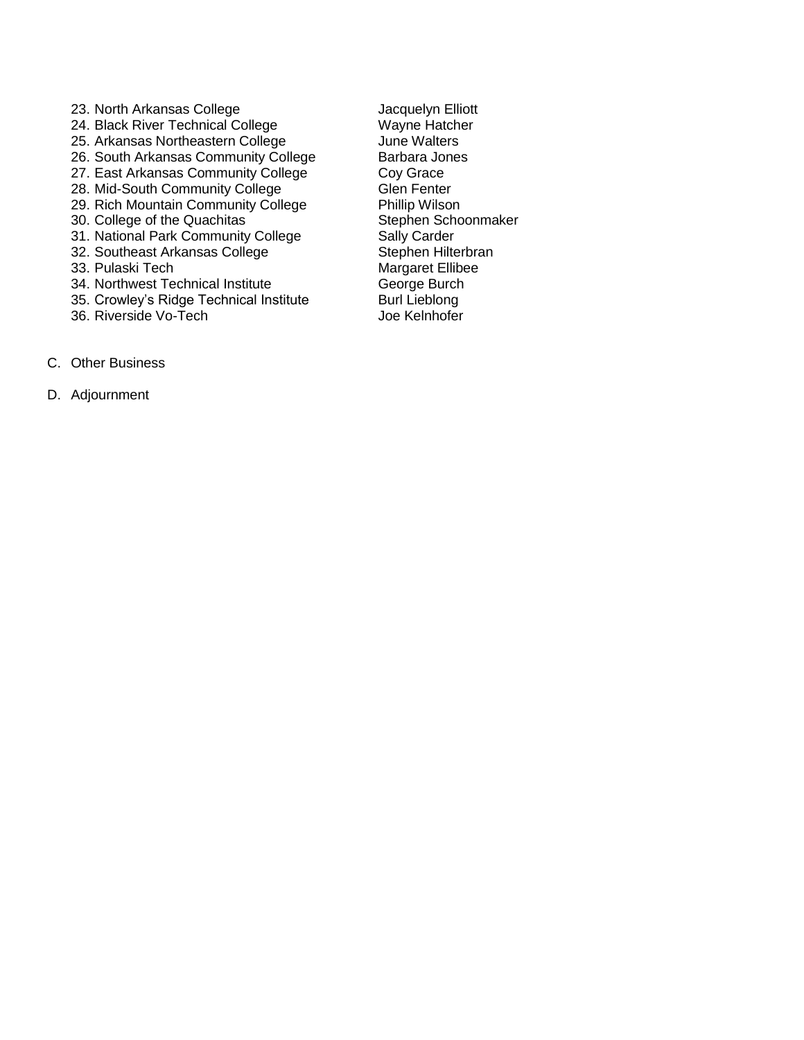23. North Arkansas College — Jacquelyn Elliott
24. Black River Technical College — Wayne Hatcher
25. Arkansas Northeastern College — June Walters
26. South Arkansas Community College — Barbara Jones
27. East Arkansas Community College — Coy Grace
28. Mid-South Community College — Glen Fenter
29. Rich Mountain Community College — Phillip Wilson
30. College of the Quachitas — Stephen Schoonmaker
31. National Park Community College — Sally Carder
32. Southeast Arkansas College — Stephen Hilterbran
33. Pulaski Tech — Margaret Ellibee
34. Northwest Technical Institute — George Burch
35. Crowley's Ridge Technical Institute — Burl Lieblong
36. Riverside Vo-Tech — Joe Kelnhofer

C. Other Business

D. Adjournment